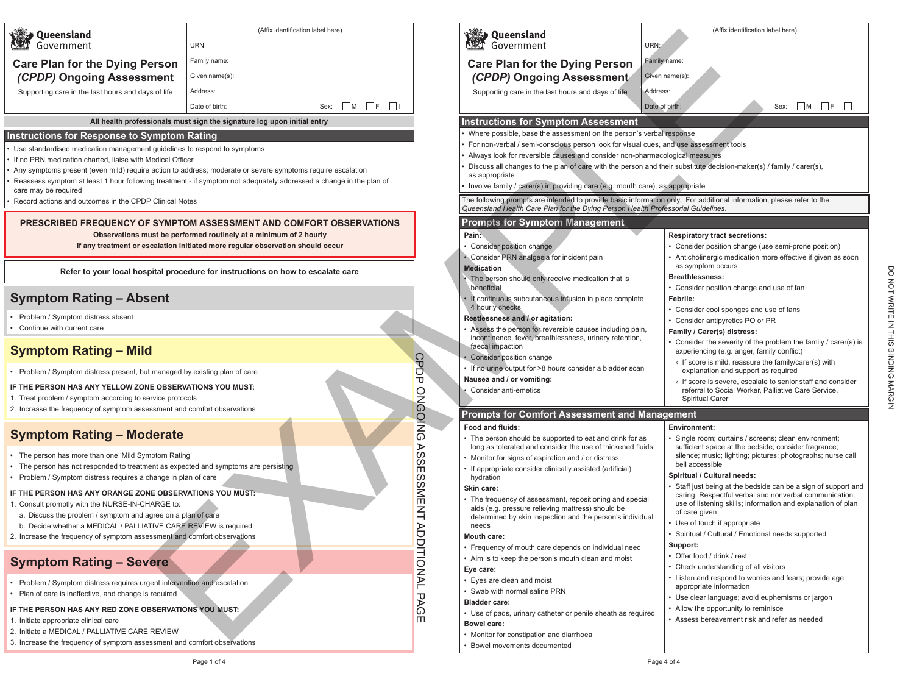# Queensland Government

## Care Plan for the Dying Person (CPDP) Ongoing Assessment

Supporting care in the last hours and days of life

(Affix identification label here)

URN:

Family name:

Given name(s):

Address:

Date of birth: Sex: ☐ M ☐ F ☐ I

**All health professionals must sign the signature log upon initial entry**

## Instructions for Response to Symptom Rating

- Use standardised medication management guidelines to respond to symptoms
- If no PRN medication charted, liaise with Medical Officer
- Any symptoms present (even mild) require action to address; moderate or severe symptoms require escalation
- Reassess symptom at least 1 hour following treatment - if symptom not adequately addressed a change in the plan of care may be required
- Record actions and outcomes in the CPDP Clinical Notes

**PRESCRIBED FREQUENCY OF SYMPTOM ASSESSMENT AND COMFORT OBSERVATIONS**

**Observations must be performed routinely at a minimum of 2 hourly**

**If any treatment or escalation initiated more regular observation should occur**

**Refer to your local hospital procedure for instructions on how to escalate care**

## Symptom Rating – Absent

- Problem / Symptom distress absent
- Continue with current care

## Symptom Rating – Mild

- Problem / Symptom distress present, but managed by existing plan of care

**IF THE PERSON HAS ANY YELLOW ZONE OBSERVATIONS YOU MUST:**

1. Treat problem / symptom according to service protocols
2. Increase the frequency of symptom assessment and comfort observations

## Symptom Rating – Moderate

- The person has more than one 'Mild Symptom Rating'
- The person has not responded to treatment as expected and symptoms are persisting
- Problem / Symptom distress requires a change in plan of care

**IF THE PERSON HAS ANY ORANGE ZONE OBSERVATIONS YOU MUST:**

1. Consult promptly with the NURSE-IN-CHARGE to:
   a. Discuss the problem / symptom and agree on a plan of care
   b. Decide whether a MEDICAL / PALLIATIVE CARE REVIEW is required
2. Increase the frequency of symptom assessment and comfort observations

## Symptom Rating – Severe

- Problem / Symptom distress requires urgent intervention and escalation
- Plan of care is ineffective, and change is required

**IF THE PERSON HAS ANY RED ZONE OBSERVATIONS YOU MUST:**

1. Initiate appropriate clinical care
2. Initiate a MEDICAL / PALLIATIVE CARE REVIEW
3. Increase the frequency of symptom assessment and comfort observations

CPDP ONGOING ASSESSMENT ADDITIONAL PAGE

EXAMPLE

# Queensland Government

## Care Plan for the Dying Person (CPDP) Ongoing Assessment

Supporting care in the last hours and days of life

(Affix identification label here)

URN:

Family name:

Given name(s):

Address:

Date of birth: Sex: ☐ M ☐ F ☐ I

## Instructions for Symptom Assessment

- Where possible, base the assessment on the person's verbal response
- For non-verbal / semi-conscious person look for visual cues, and use assessment tools
- Always look for reversible causes and consider non-pharmacological measures
- Discuss all changes to the plan of care with the person and their substitute decision-maker(s) / family / carer(s), as appropriate
- Involve family / carer(s) in providing care (e.g. mouth care), as appropriate

The following prompts are intended to provide basic information only. For additional information, please refer to the *Queensland Health Care Plan for the Dying Person Health Professional Guidelines*.

## Prompts for Symptom Management

**Pain:**

- Consider position change
- Consider PRN analgesia for incident pain

**Medication**

- The person should only receive medication that is beneficial
- If continuous subcutaneous infusion in place complete 4 hourly checks

**Restlessness and / or agitation:**

- Assess the person for reversible causes including pain, incontinence, fever, breathlessness, urinary retention, faecal impaction
- Consider position change
- If no urine output for >8 hours consider a bladder scan

**Nausea and / or vomiting:**

- Consider anti-emetics

**Respiratory tract secretions:**

- Consider position change (use semi-prone position)
- Anticholinergic medication more effective if given as soon as symptom occurs

**Breathlessness:**

- Consider position change and use of fan

**Febrile:**

- Consider cool sponges and use of fans
- Consider antipyretics PO or PR

**Family / Carer(s) distress:**

- Consider the severity of the problem the family / carer(s) is experiencing (e.g. anger, family conflict)
  - If score is mild, reassure the family/carer(s) with explanation and support as required
  - If score is severe, escalate to senior staff and consider referral to Social Worker, Palliative Care Service, Spiritual Carer

## Prompts for Comfort Assessment and Management

**Food and fluids:**

- The person should be supported to eat and drink for as long as tolerated and consider the use of thickened fluids
- Monitor for signs of aspiration and / or distress
- If appropriate consider clinically assisted (artificial) hydration

**Skin care:**

- The frequency of assessment, repositioning and special aids (e.g. pressure relieving mattress) should be determined by skin inspection and the person's individual needs

**Mouth care:**

- Frequency of mouth care depends on individual need
- Aim is to keep the person's mouth clean and moist

**Eye care:**

- Eyes are clean and moist
- Swab with normal saline PRN

**Bladder care:**

- Use of pads, urinary catheter or penile sheath as required

**Bowel care:**

- Monitor for constipation and diarrhoea
- Bowel movements documented

**Environment:**

- Single room; curtains / screens; clean environment; sufficient space at the bedside; consider fragrance; silence; music; lighting; pictures; photographs; nurse call bell accessible

**Spiritual / Cultural needs:**

- Staff just being at the bedside can be a sign of support and caring. Respectful verbal and nonverbal communication; use of listening skills; information and explanation of plan of care given
- Use of touch if appropriate
- Spiritual / Cultural / Emotional needs supported

**Support:**

- Offer food / drink / rest
- Check understanding of all visitors
- Listen and respond to worries and fears; provide age appropriate information
- Use clear language; avoid euphemisms or jargon
- Allow the opportunity to reminisce
- Assess bereavement risk and refer as needed

DO NOT WRITE IN THIS BINDING MARGIN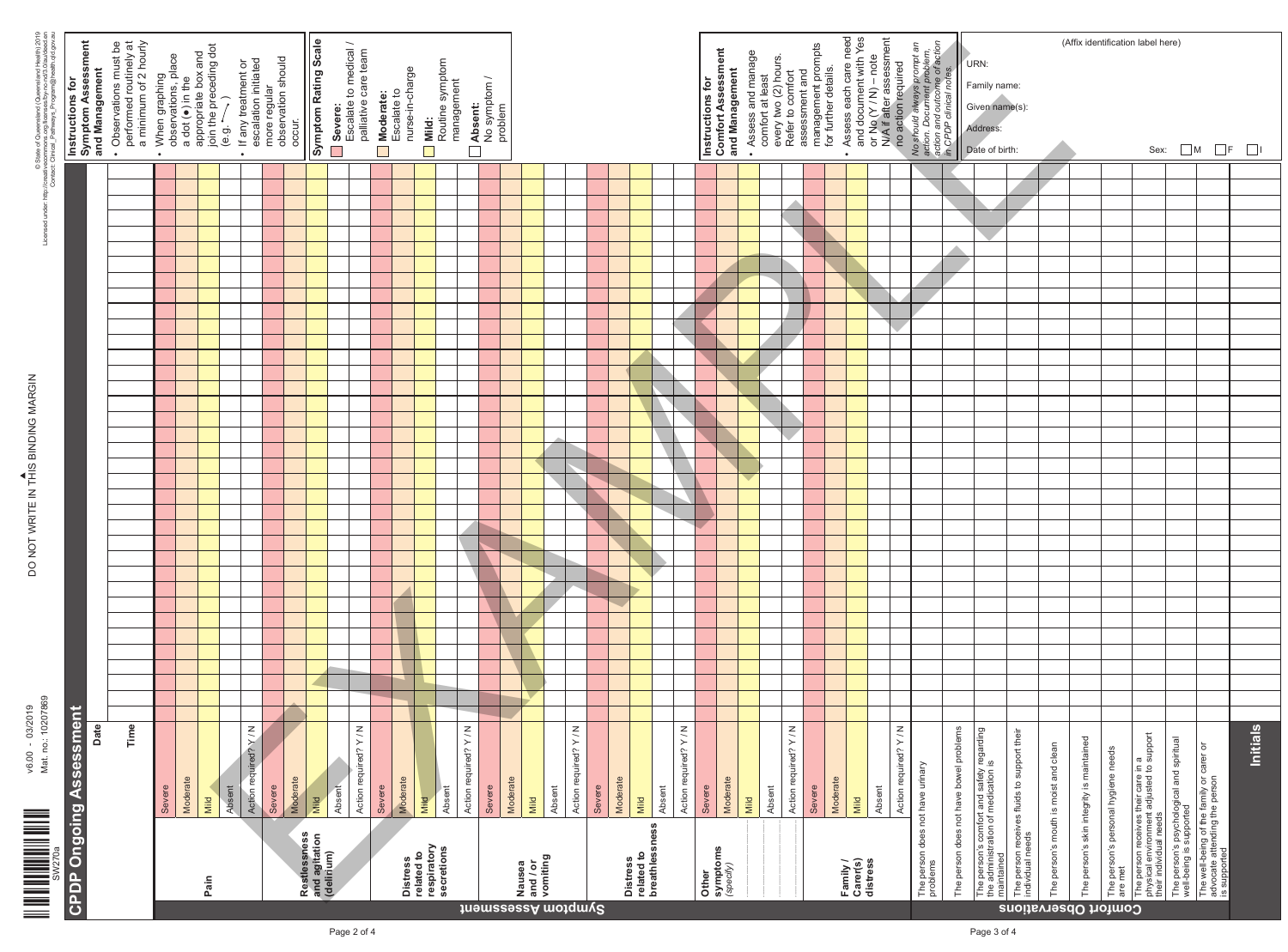# CPDP Ongoing Assessment

v6.00 - 03/2019
Mat. no.: 10207869
SW270a

DO NOT WRITE IN THIS BINDING MARGIN

© State of Queensland (Queensland Health) 2019
Licensed under: http://creativecommons.org/licenses/by-nc-nd/3.0/au/deed.en
Contact: Clinical_Pathways_Program@health.qld.gov.au

(Affix identification label here)

URN:

Family name:

Given name(s):

Address:

Date of birth: Sex: M F I

## Instructions for Symptom Assessment and Management

- Observations must be performed routinely at a minimum of 2 hourly
- When graphing observations, place a dot (●) in the appropriate box and join the preceding dot (e.g. •—•)
- If any treatment or escalation initiated more regular observation should occur.

## Symptom Rating Scale

- **Severe:** Escalate to medical / palliative care team
- **Moderate:** Escalate to nurse-in-charge
- **Mild:** Routine symptom management
- **Absent:** No symptom / problem

## Instructions for Comfort Assessment and Management

- Assess and manage comfort at least every two (2) hours. Refer to comfort assessment and management prompts for further details.
- Assess each care need and document with Yes or No (Y / N) – note N/A if after assessment no action required

*No should always prompt an action. Document problem, action and outcome of action in CPDP clinical notes.*

| | | |
|---|---|---|
| | | **Date** |
| | | **Time** |
| **Symptom Assessment** | | |
| **Pain** | Severe | |
| | Moderate | |
| | Mild | |
| | Absent | |
| | Action required? Y / N | |
| **Restlessness and agitation (delirium)** | Severe | |
| | Moderate | |
| | Mild | |
| | Absent | |
| | Action required? Y / N | |
| **Distress related to respiratory secretions** | Severe | |
| | Moderate | |
| | Mild | |
| | Absent | |
| | Action required? Y / N | |
| **Nausea and / or vomiting** | Severe | |
| | Moderate | |
| | Mild | |
| | Absent | |
| | Action required? Y / N | |
| **Distress related to breathlessness** | Severe | |
| | Moderate | |
| | Mild | |
| | Absent | |
| | Action required? Y / N | |
| **Other symptoms** *(specify)* | Severe | |
| | Moderate | |
| | Mild | |
| | Absent | |
| | Action required? Y / N | |
| **Family / Carer(s) distress** | Severe | |
| | Moderate | |
| | Mild | |
| | Absent | |
| | Action required? Y / N | |
| **Comfort Observations** | | |
| The person does not have urinary problems | | |
| The person does not have bowel problems | | |
| The person's comfort and safety regarding the administration of medication is maintained | | |
| The person receives fluids to support their individual needs | | |
| The person's mouth is moist and clean | | |
| The person's skin integrity is maintained | | |
| The person's personal hygiene needs are met | | |
| The person receives their care in a physical environment adjusted to support their individual needs | | |
| The person's psychological and spiritual well-being is supported | | |
| The well-being of the family or carer or advocate attending the person is supported | | |
| **Initials** | | |

Page 2 of 4

Page 3 of 4